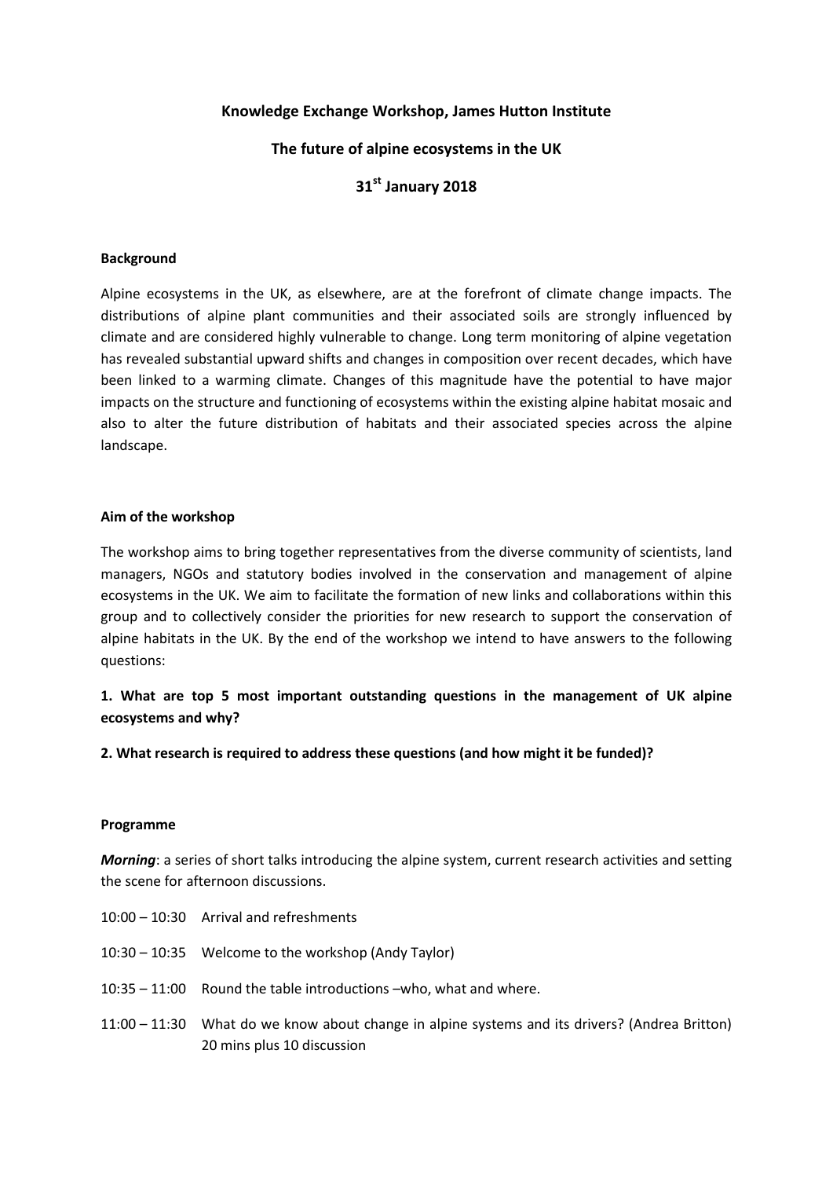# Knowledge Exchange Workshop, James Hutton Institute

## The future of alpine ecosystems in the UK

## 31st January 2018

### Background

Alpine ecosystems in the UK, as elsewhere, are at the forefront of climate change impacts. The distributions of alpine plant communities and their associated soils are strongly influenced by climate and are considered highly vulnerable to change. Long term monitoring of alpine vegetation has revealed substantial upward shifts and changes in composition over recent decades, which have been linked to a warming climate. Changes of this magnitude have the potential to have major impacts on the structure and functioning of ecosystems within the existing alpine habitat mosaic and also to alter the future distribution of habitats and their associated species across the alpine landscape.

### Aim of the workshop

The workshop aims to bring together representatives from the diverse community of scientists, land managers, NGOs and statutory bodies involved in the conservation and management of alpine ecosystems in the UK. We aim to facilitate the formation of new links and collaborations within this group and to collectively consider the priorities for new research to support the conservation of alpine habitats in the UK. By the end of the workshop we intend to have answers to the following questions:

**1. What are top 5 most important outstanding questions in the management of UK alpine ecosystems and why?**

**2. What research is required to address these questions (and how might it be funded)?**

### Programme

***Morning***: a series of short talks introducing the alpine system, current research activities and setting the scene for afternoon discussions.

10:00 – 10:30 Arrival and refreshments

10:30 – 10:35 Welcome to the workshop (Andy Taylor)

10:35 – 11:00 Round the table introductions –who, what and where.

11:00 – 11:30 What do we know about change in alpine systems and its drivers? (Andrea Britton) 20 mins plus 10 discussion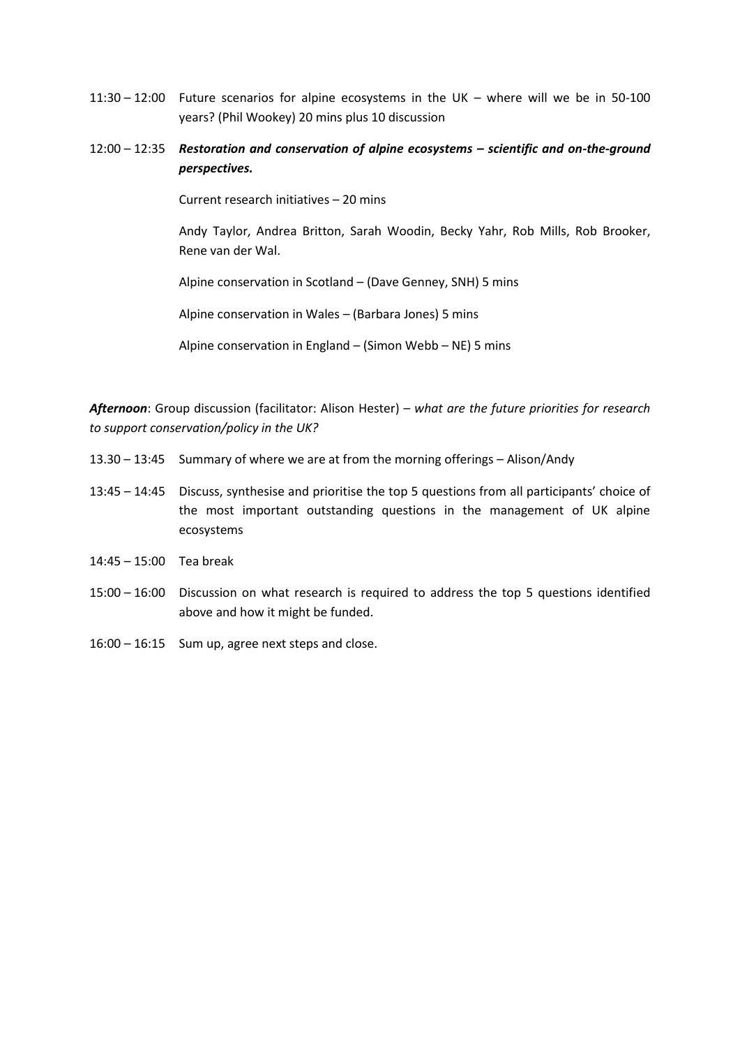11:30 – 12:00 Future scenarios for alpine ecosystems in the UK – where will we be in 50-100 years? (Phil Wookey) 20 mins plus 10 discussion

12:00 – 12:35 ***Restoration and conservation of alpine ecosystems – scientific and on-the-ground perspectives.***

Current research initiatives – 20 mins

Andy Taylor, Andrea Britton, Sarah Woodin, Becky Yahr, Rob Mills, Rob Brooker, Rene van der Wal.

Alpine conservation in Scotland – (Dave Genney, SNH) 5 mins

Alpine conservation in Wales – (Barbara Jones) 5 mins

Alpine conservation in England – (Simon Webb – NE) 5 mins

***Afternoon***: Group discussion (facilitator: Alison Hester) – *what are the future priorities for research to support conservation/policy in the UK?*

13.30 – 13:45 Summary of where we are at from the morning offerings – Alison/Andy

13:45 – 14:45 Discuss, synthesise and prioritise the top 5 questions from all participants' choice of the most important outstanding questions in the management of UK alpine ecosystems

14:45 – 15:00 Tea break

15:00 – 16:00 Discussion on what research is required to address the top 5 questions identified above and how it might be funded.

16:00 – 16:15 Sum up, agree next steps and close.